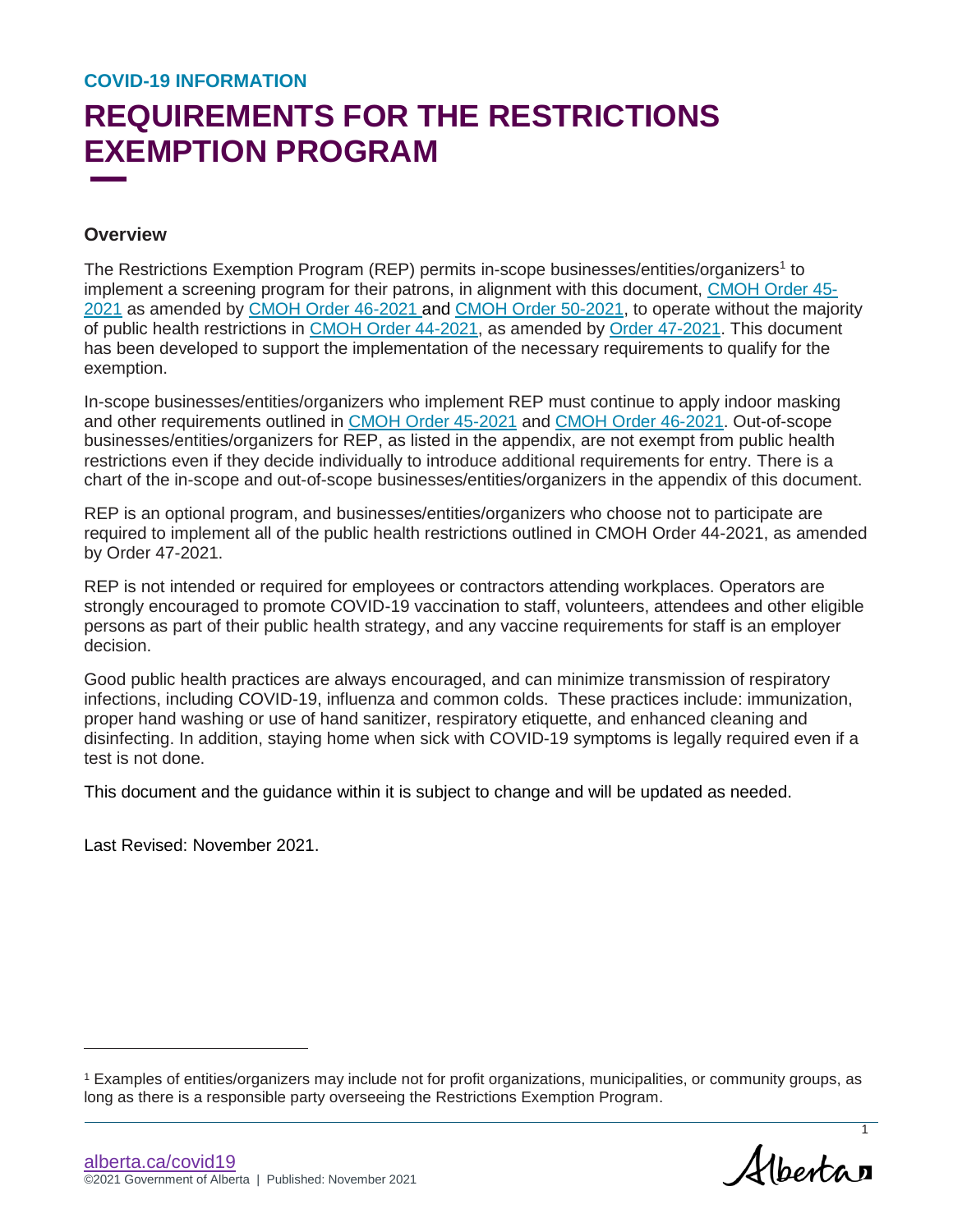COVID-19 INFORMATION

# REQUIREMENTS FOR THE RESTRICTIONS EXEMPTION PROGRAM

## Overview

The Restrictions Exemption Program (REP) permits in-scope businesses/entities/organizers[1] to implement a screening program for their patrons, in alignment with this document, CMOH Order 45-2021 as amended by CMOH Order 46-2021 and CMOH Order 50-2021, to operate without the majority of public health restrictions in CMOH Order 44-2021, as amended by Order 47-2021. This document has been developed to support the implementation of the necessary requirements to qualify for the exemption.

In-scope businesses/entities/organizers who implement REP must continue to apply indoor masking and other requirements outlined in CMOH Order 45-2021 and CMOH Order 46-2021. Out-of-scope businesses/entities/organizers for REP, as listed in the appendix, are not exempt from public health restrictions even if they decide individually to introduce additional requirements for entry. There is a chart of the in-scope and out-of-scope businesses/entities/organizers in the appendix of this document.

REP is an optional program, and businesses/entities/organizers who choose not to participate are required to implement all of the public health restrictions outlined in CMOH Order 44-2021, as amended by Order 47-2021.

REP is not intended or required for employees or contractors attending workplaces. Operators are strongly encouraged to promote COVID-19 vaccination to staff, volunteers, attendees and other eligible persons as part of their public health strategy, and any vaccine requirements for staff is an employer decision.

Good public health practices are always encouraged, and can minimize transmission of respiratory infections, including COVID-19, influenza and common colds. These practices include: immunization, proper hand washing or use of hand sanitizer, respiratory etiquette, and enhanced cleaning and disinfecting. In addition, staying home when sick with COVID-19 symptoms is legally required even if a test is not done.

This document and the guidance within it is subject to change and will be updated as needed.

Last Revised: November 2021.

[1] Examples of entities/organizers may include not for profit organizations, municipalities, or community groups, as long as there is a responsible party overseeing the Restrictions Exemption Program.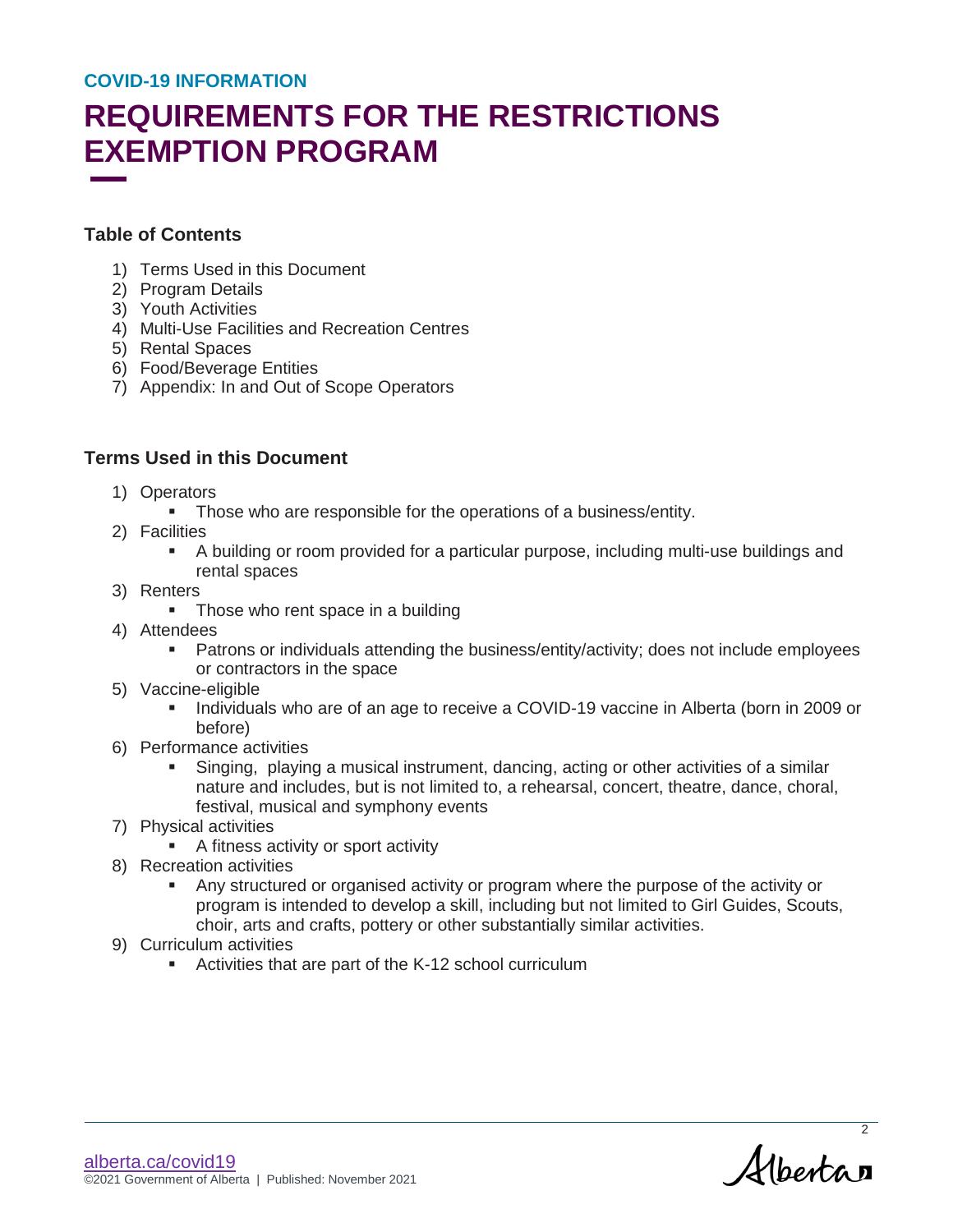COVID-19 INFORMATION

# REQUIREMENTS FOR THE RESTRICTIONS EXEMPTION PROGRAM

## Table of Contents

1) Terms Used in this Document
2) Program Details
3) Youth Activities
4) Multi-Use Facilities and Recreation Centres
5) Rental Spaces
6) Food/Beverage Entities
7) Appendix: In and Out of Scope Operators

## Terms Used in this Document

1) Operators
   - Those who are responsible for the operations of a business/entity.
2) Facilities
   - A building or room provided for a particular purpose, including multi-use buildings and rental spaces
3) Renters
   - Those who rent space in a building
4) Attendees
   - Patrons or individuals attending the business/entity/activity; does not include employees or contractors in the space
5) Vaccine-eligible
   - Individuals who are of an age to receive a COVID-19 vaccine in Alberta (born in 2009 or before)
6) Performance activities
   - Singing, playing a musical instrument, dancing, acting or other activities of a similar nature and includes, but is not limited to, a rehearsal, concert, theatre, dance, choral, festival, musical and symphony events
7) Physical activities
   - A fitness activity or sport activity
8) Recreation activities
   - Any structured or organised activity or program where the purpose of the activity or program is intended to develop a skill, including but not limited to Girl Guides, Scouts, choir, arts and crafts, pottery or other substantially similar activities.
9) Curriculum activities
   - Activities that are part of the K-12 school curriculum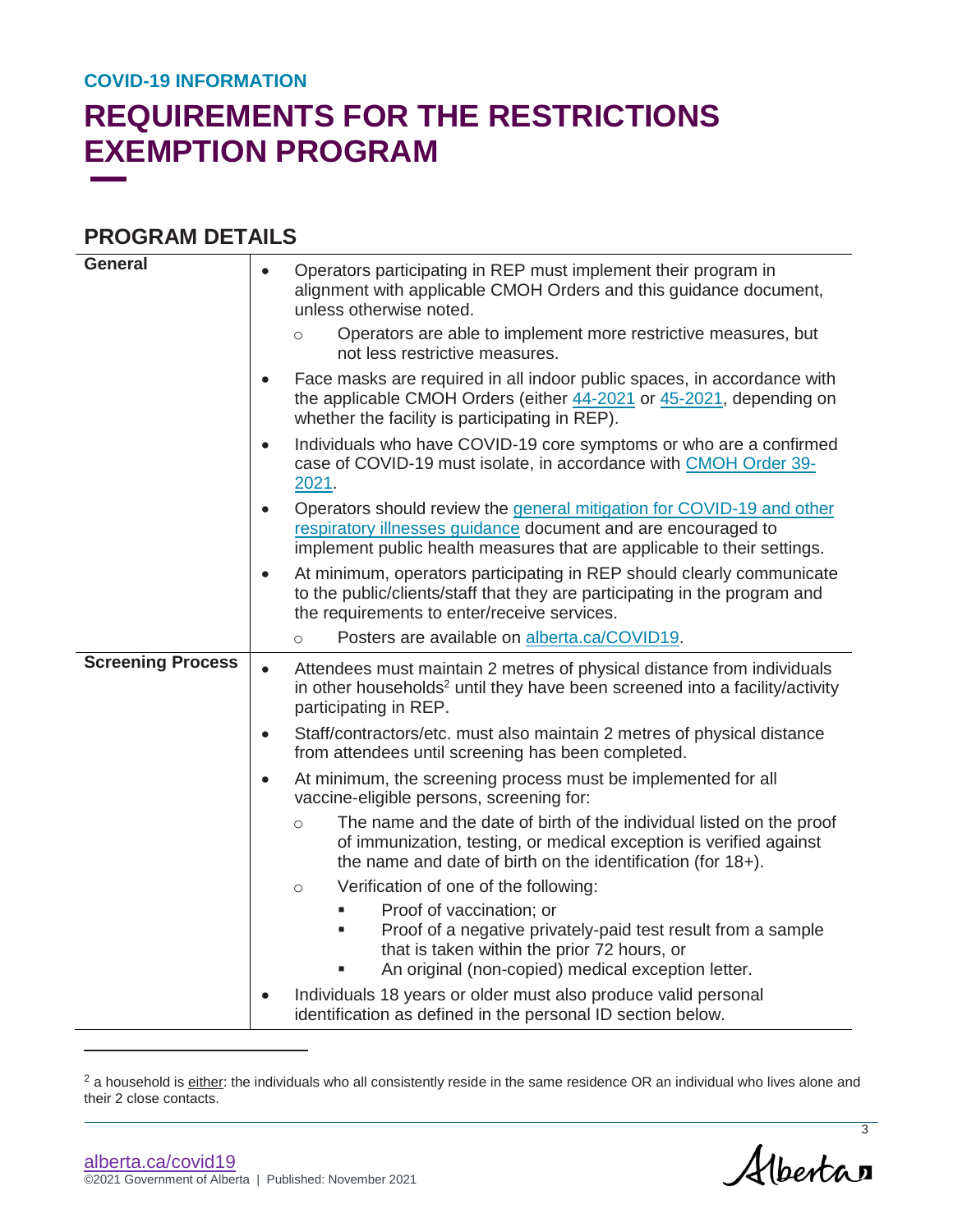COVID-19 INFORMATION

# REQUIREMENTS FOR THE RESTRICTIONS EXEMPTION PROGRAM

## PROGRAM DETAILS

| | |
|---|---|
| **General** | • Operators participating in REP must implement their program in alignment with applicable CMOH Orders and this guidance document, unless otherwise noted.<br>  ○ Operators are able to implement more restrictive measures, but not less restrictive measures.<br>• Face masks are required in all indoor public spaces, in accordance with the applicable CMOH Orders (either [44-2021]() or [45-2021](), depending on whether the facility is participating in REP).<br>• Individuals who have COVID-19 core symptoms or who are a confirmed case of COVID-19 must isolate, in accordance with [CMOH Order 39-2021]().<br>• Operators should review the [general mitigation for COVID-19 and other respiratory illnesses guidance]() document and are encouraged to implement public health measures that are applicable to their settings.<br>• At minimum, operators participating in REP should clearly communicate to the public/clients/staff that they are participating in the program and the requirements to enter/receive services.<br>  ○ Posters are available on [alberta.ca/COVID19](). |
| **Screening Process** | • Attendees must maintain 2 metres of physical distance from individuals in other households[2] until they have been screened into a facility/activity participating in REP.<br>• Staff/contractors/etc. must also maintain 2 metres of physical distance from attendees until screening has been completed.<br>• At minimum, the screening process must be implemented for all vaccine-eligible persons, screening for:<br>  ○ The name and the date of birth of the individual listed on the proof of immunization, testing, or medical exception is verified against the name and date of birth on the identification (for 18+).<br>  ○ Verification of one of the following:<br>    ▪ Proof of vaccination; or<br>    ▪ Proof of a negative privately-paid test result from a sample that is taken within the prior 72 hours, or<br>    ▪ An original (non-copied) medical exception letter.<br>• Individuals 18 years or older must also produce valid personal identification as defined in the personal ID section below. |

[2] a household is either: the individuals who all consistently reside in the same residence OR an individual who lives alone and their 2 close contacts.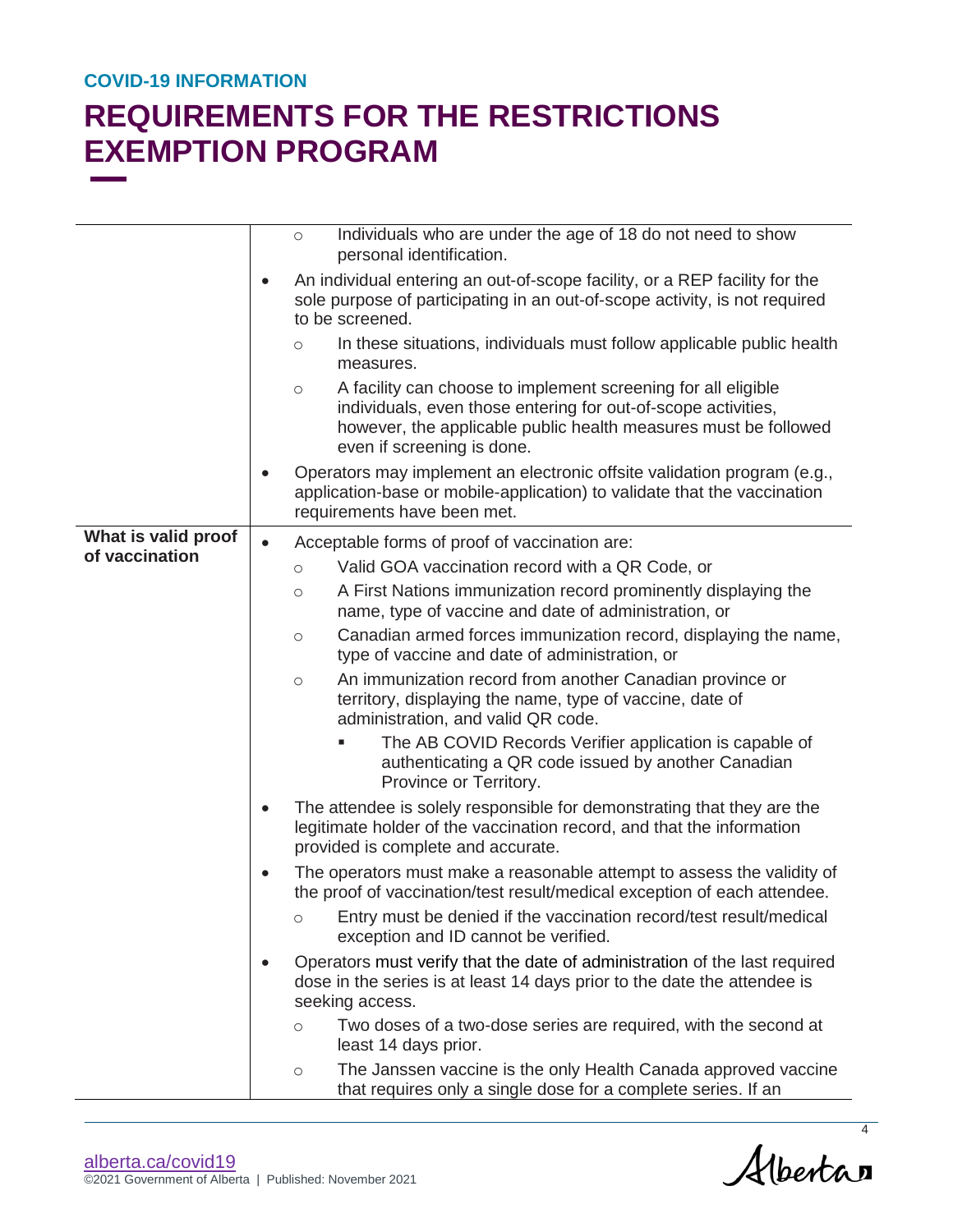COVID-19 INFORMATION

# REQUIREMENTS FOR THE RESTRICTIONS EXEMPTION PROGRAM

| | |
|---|---|
| | ◦ Individuals who are under the age of 18 do not need to show personal identification.<br>• An individual entering an out-of-scope facility, or a REP facility for the sole purpose of participating in an out-of-scope activity, is not required to be screened.<br>◦ In these situations, individuals must follow applicable public health measures.<br>◦ A facility can choose to implement screening for all eligible individuals, even those entering for out-of-scope activities, however, the applicable public health measures must be followed even if screening is done.<br>• Operators may implement an electronic offsite validation program (e.g., application-base or mobile-application) to validate that the vaccination requirements have been met. |
| **What is valid proof of vaccination** | • Acceptable forms of proof of vaccination are:<br>◦ Valid GOA vaccination record with a QR Code, or<br>◦ A First Nations immunization record prominently displaying the name, type of vaccine and date of administration, or<br>◦ Canadian armed forces immunization record, displaying the name, type of vaccine and date of administration, or<br>◦ An immunization record from another Canadian province or territory, displaying the name, type of vaccine, date of administration, and valid QR code.<br>▪ The AB COVID Records Verifier application is capable of authenticating a QR code issued by another Canadian Province or Territory.<br>• The attendee is solely responsible for demonstrating that they are the legitimate holder of the vaccination record, and that the information provided is complete and accurate.<br>• The operators must make a reasonable attempt to assess the validity of the proof of vaccination/test result/medical exception of each attendee.<br>◦ Entry must be denied if the vaccination record/test result/medical exception and ID cannot be verified.<br>• Operators must verify that the date of administration of the last required dose in the series is at least 14 days prior to the date the attendee is seeking access.<br>◦ Two doses of a two-dose series are required, with the second at least 14 days prior.<br>◦ The Janssen vaccine is the only Health Canada approved vaccine that requires only a single dose for a complete series. If an |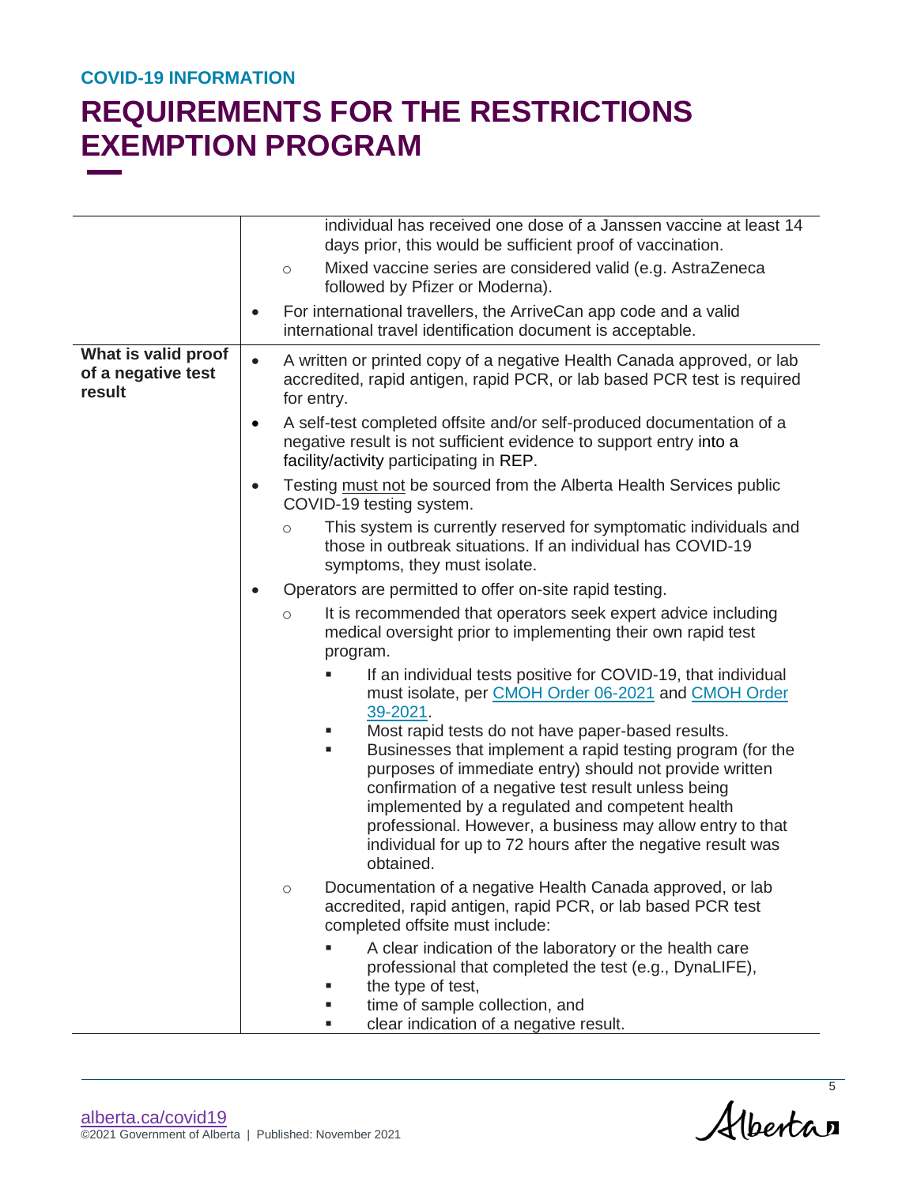**COVID-19 INFORMATION**

# REQUIREMENTS FOR THE RESTRICTIONS EXEMPTION PROGRAM

| | |
|---|---|
| | individual has received one dose of a Janssen vaccine at least 14 days prior, this would be sufficient proof of vaccination.<br>◦ Mixed vaccine series are considered valid (e.g. AstraZeneca followed by Pfizer or Moderna).<br>• For international travellers, the ArriveCan app code and a valid international travel identification document is acceptable. |
| **What is valid proof of a negative test result** | • A written or printed copy of a negative Health Canada approved, or lab accredited, rapid antigen, rapid PCR, or lab based PCR test is required for entry.<br>• A self-test completed offsite and/or self-produced documentation of a negative result is not sufficient evidence to support entry into a facility/activity participating in REP.<br>• Testing must not be sourced from the Alberta Health Services public COVID-19 testing system.<br>◦ This system is currently reserved for symptomatic individuals and those in outbreak situations. If an individual has COVID-19 symptoms, they must isolate.<br>• Operators are permitted to offer on-site rapid testing.<br>◦ It is recommended that operators seek expert advice including medical oversight prior to implementing their own rapid test program.<br>▪ If an individual tests positive for COVID-19, that individual must isolate, per CMOH Order 06-2021 and CMOH Order 39-2021.<br>▪ Most rapid tests do not have paper-based results.<br>▪ Businesses that implement a rapid testing program (for the purposes of immediate entry) should not provide written confirmation of a negative test result unless being implemented by a regulated and competent health professional. However, a business may allow entry to that individual for up to 72 hours after the negative result was obtained.<br>◦ Documentation of a negative Health Canada approved, or lab accredited, rapid antigen, rapid PCR, or lab based PCR test completed offsite must include:<br>▪ A clear indication of the laboratory or the health care professional that completed the test (e.g., DynaLIFE),<br>▪ the type of test,<br>▪ time of sample collection, and<br>▪ clear indication of a negative result. |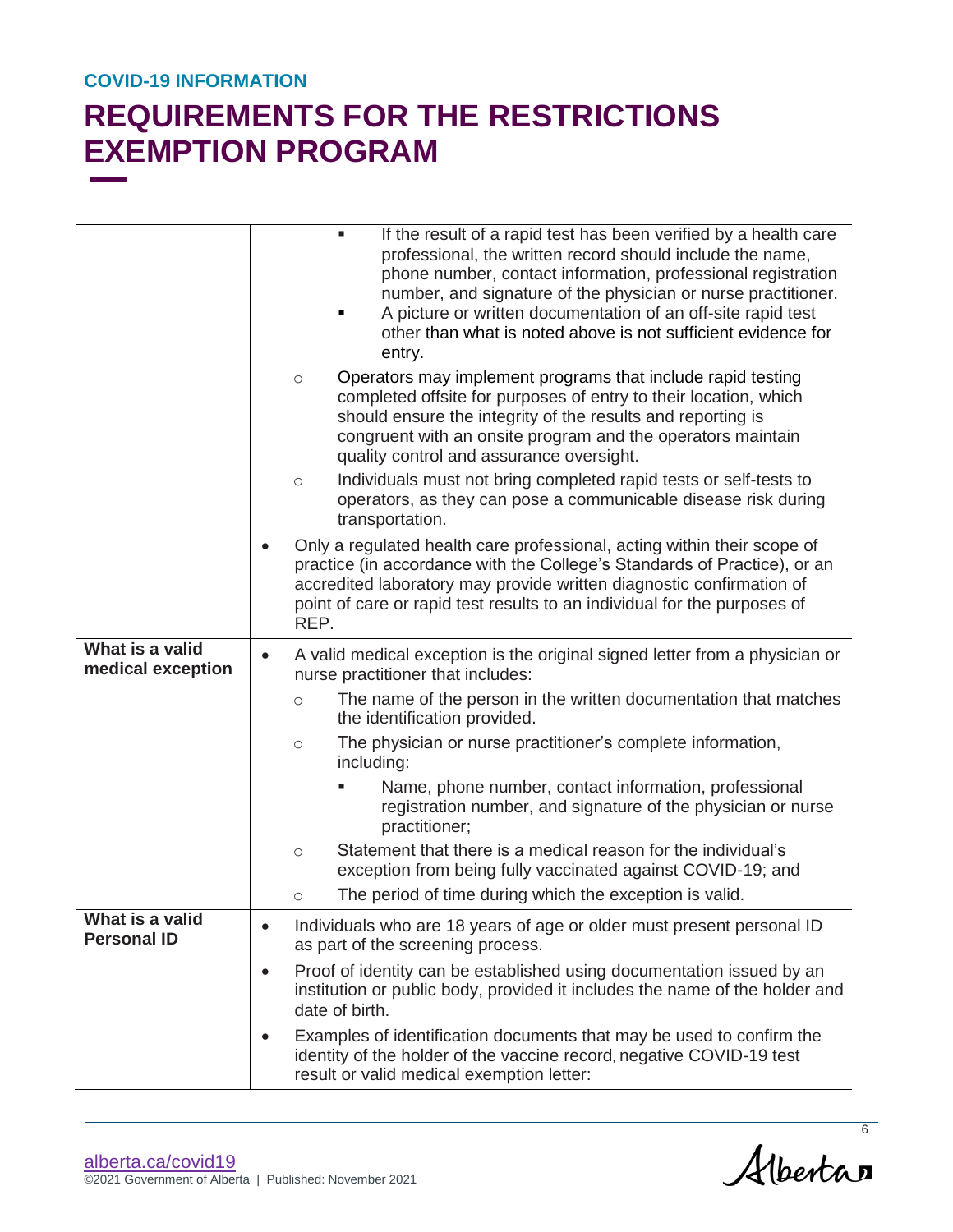**COVID-19 INFORMATION**

# REQUIREMENTS FOR THE RESTRICTIONS EXEMPTION PROGRAM

| | |
|---|---|
| | ▪ If the result of a rapid test has been verified by a health care professional, the written record should include the name, phone number, contact information, professional registration number, and signature of the physician or nurse practitioner.<br>▪ A picture or written documentation of an off-site rapid test other than what is noted above is not sufficient evidence for entry.<br>○ Operators may implement programs that include rapid testing completed offsite for purposes of entry to their location, which should ensure the integrity of the results and reporting is congruent with an onsite program and the operators maintain quality control and assurance oversight.<br>○ Individuals must not bring completed rapid tests or self-tests to operators, as they can pose a communicable disease risk during transportation.<br>• Only a regulated health care professional, acting within their scope of practice (in accordance with the College's Standards of Practice), or an accredited laboratory may provide written diagnostic confirmation of point of care or rapid test results to an individual for the purposes of REP. |
| **What is a valid medical exception** | • A valid medical exception is the original signed letter from a physician or nurse practitioner that includes:<br>○ The name of the person in the written documentation that matches the identification provided.<br>○ The physician or nurse practitioner's complete information, including:<br>▪ Name, phone number, contact information, professional registration number, and signature of the physician or nurse practitioner;<br>○ Statement that there is a medical reason for the individual's exception from being fully vaccinated against COVID-19; and<br>○ The period of time during which the exception is valid. |
| **What is a valid Personal ID** | • Individuals who are 18 years of age or older must present personal ID as part of the screening process.<br>• Proof of identity can be established using documentation issued by an institution or public body, provided it includes the name of the holder and date of birth.<br>• Examples of identification documents that may be used to confirm the identity of the holder of the vaccine record, negative COVID-19 test result or valid medical exemption letter: |

alberta.ca/covid19
©2021 Government of Alberta | Published: November 2021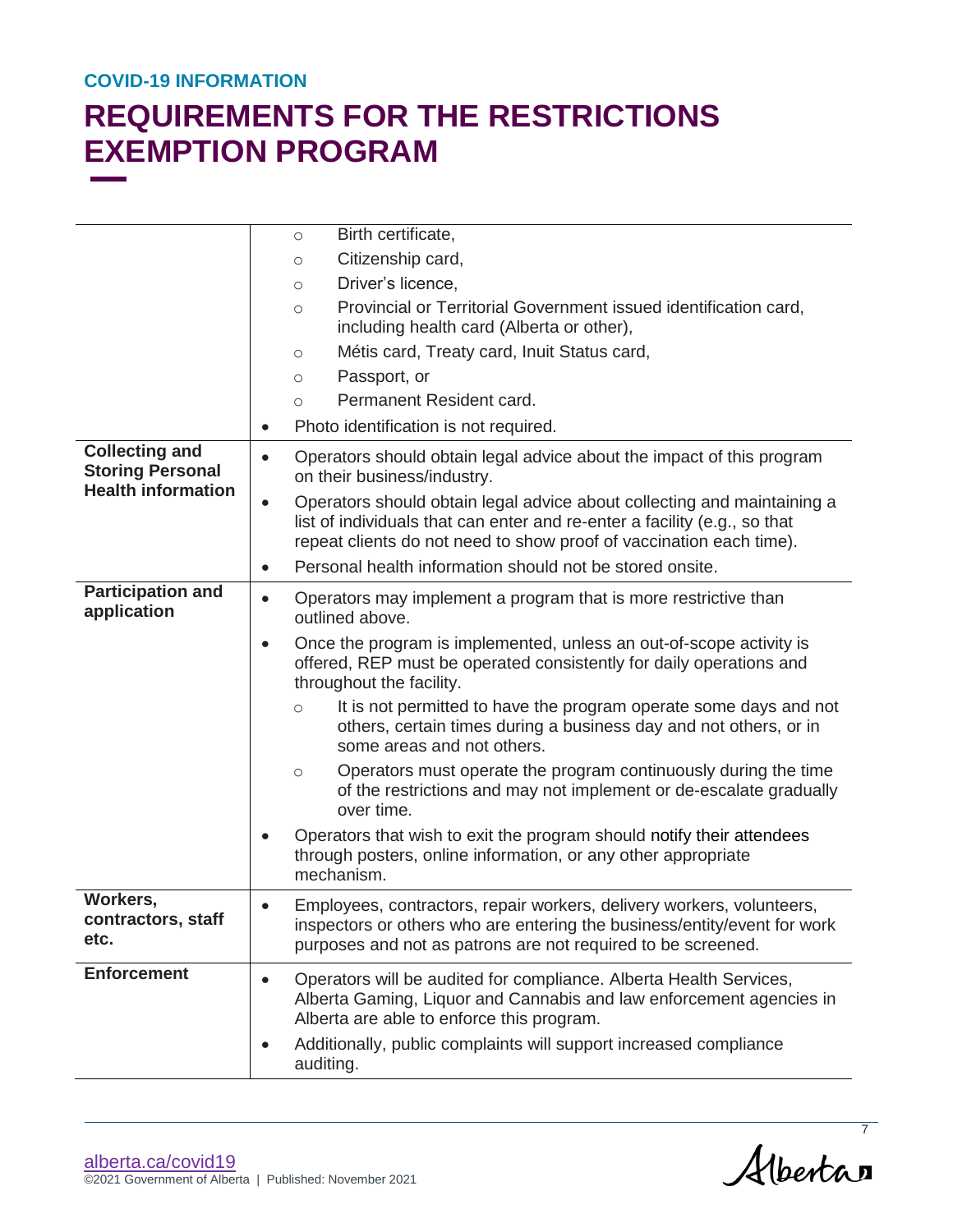COVID-19 INFORMATION

# REQUIREMENTS FOR THE RESTRICTIONS EXEMPTION PROGRAM

| | |
|---|---|
| | ○ Birth certificate,<br>○ Citizenship card,<br>○ Driver's licence,<br>○ Provincial or Territorial Government issued identification card, including health card (Alberta or other),<br>○ Métis card, Treaty card, Inuit Status card,<br>○ Passport, or<br>○ Permanent Resident card.<br>• Photo identification is not required. |
| **Collecting and Storing Personal Health information** | • Operators should obtain legal advice about the impact of this program on their business/industry.<br>• Operators should obtain legal advice about collecting and maintaining a list of individuals that can enter and re-enter a facility (e.g., so that repeat clients do not need to show proof of vaccination each time).<br>• Personal health information should not be stored onsite. |
| **Participation and application** | • Operators may implement a program that is more restrictive than outlined above.<br>• Once the program is implemented, unless an out-of-scope activity is offered, REP must be operated consistently for daily operations and throughout the facility.<br>○ It is not permitted to have the program operate some days and not others, certain times during a business day and not others, or in some areas and not others.<br>○ Operators must operate the program continuously during the time of the restrictions and may not implement or de-escalate gradually over time.<br>• Operators that wish to exit the program should notify their attendees through posters, online information, or any other appropriate mechanism. |
| **Workers, contractors, staff etc.** | • Employees, contractors, repair workers, delivery workers, volunteers, inspectors or others who are entering the business/entity/event for work purposes and not as patrons are not required to be screened. |
| **Enforcement** | • Operators will be audited for compliance. Alberta Health Services, Alberta Gaming, Liquor and Cannabis and law enforcement agencies in Alberta are able to enforce this program.<br>• Additionally, public complaints will support increased compliance auditing. |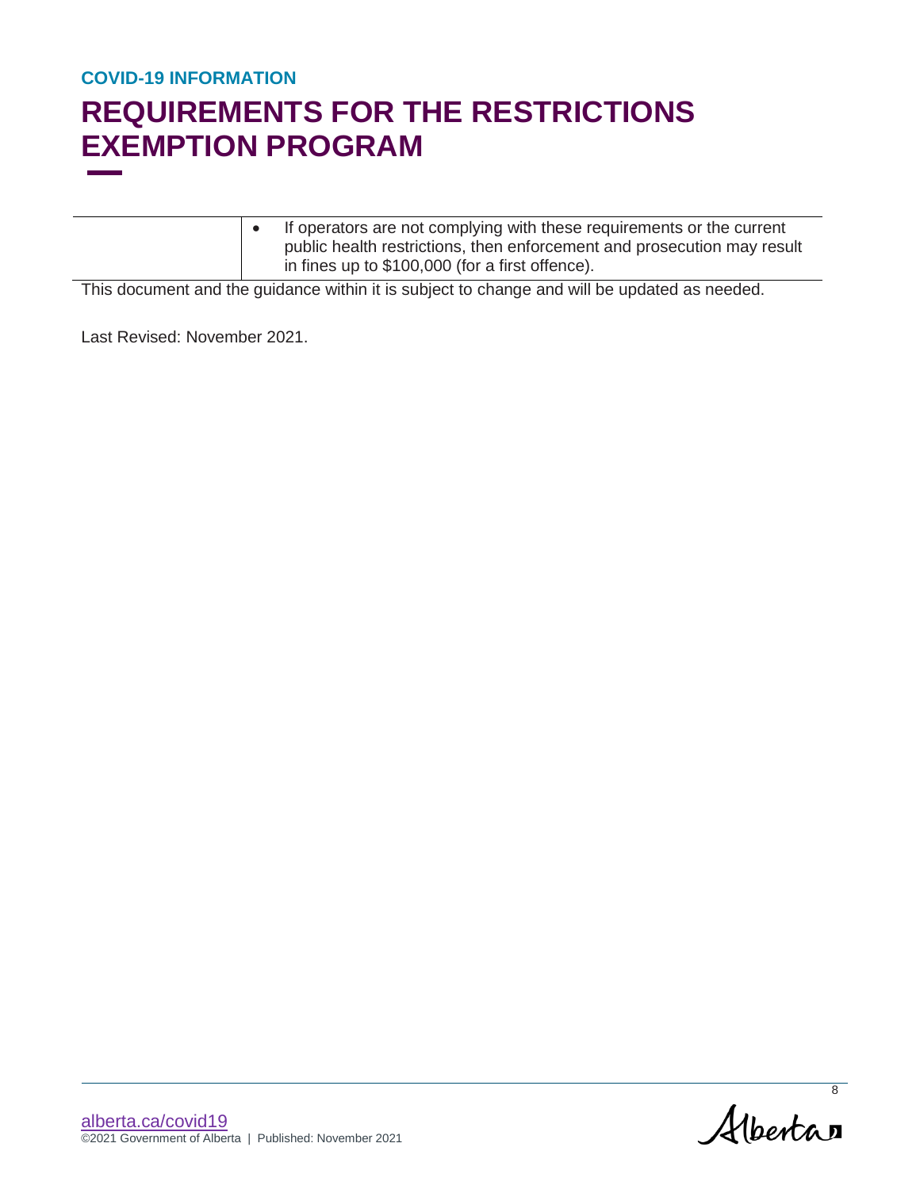|  | • If operators are not complying with these requirements or the current public health restrictions, then enforcement and prosecution may result in fines up to $100,000 (for a first offence). |
| --- | --- |

This document and the guidance within it is subject to change and will be updated as needed.

Last Revised: November 2021.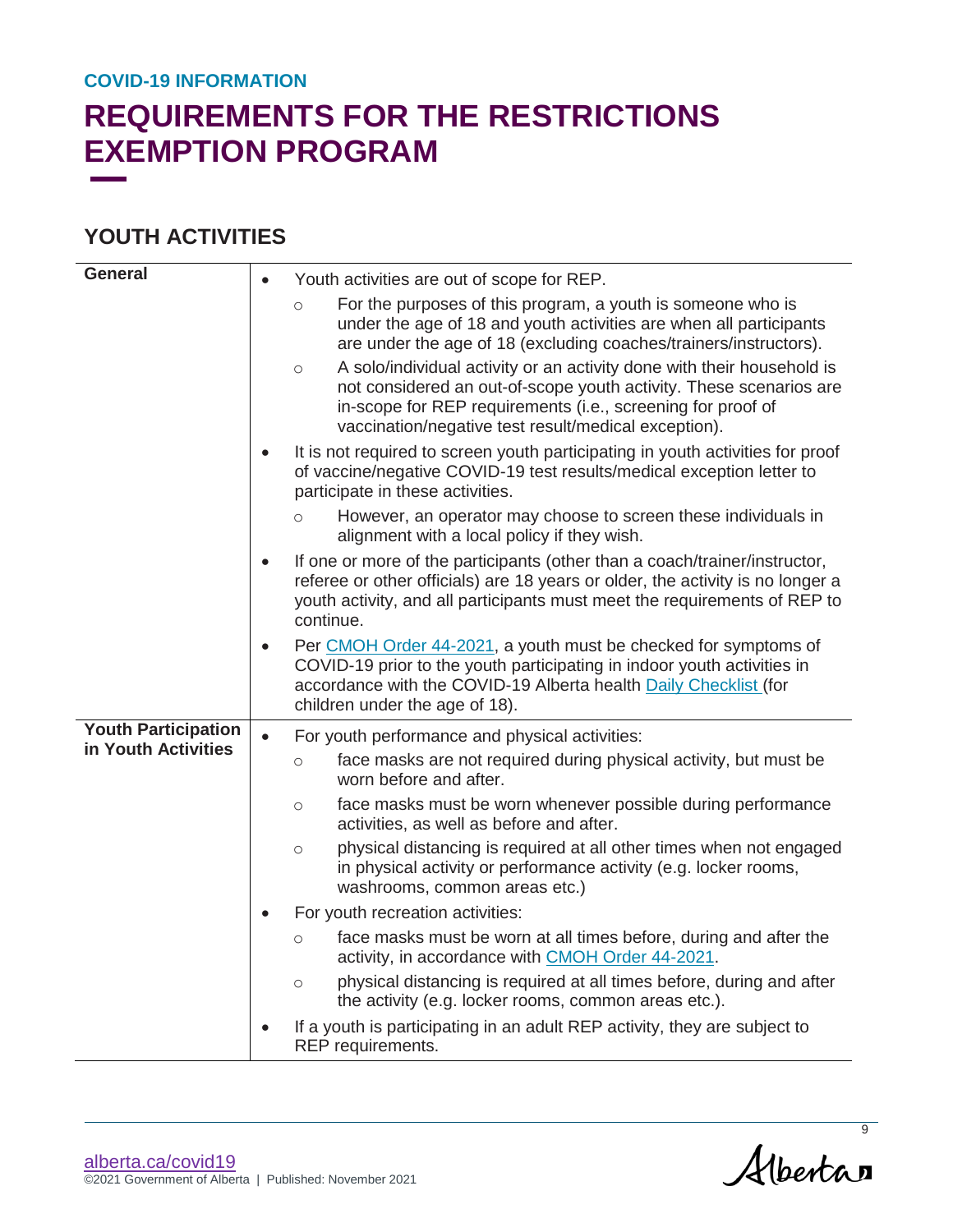COVID-19 INFORMATION

# REQUIREMENTS FOR THE RESTRICTIONS EXEMPTION PROGRAM

## YOUTH ACTIVITIES

| | |
|---|---|
| **General** | • Youth activities are out of scope for REP.<br>&nbsp;&nbsp;&nbsp;&nbsp;○ For the purposes of this program, a youth is someone who is under the age of 18 and youth activities are when all participants are under the age of 18 (excluding coaches/trainers/instructors).<br>&nbsp;&nbsp;&nbsp;&nbsp;○ A solo/individual activity or an activity done with their household is not considered an out-of-scope youth activity. These scenarios are in-scope for REP requirements (i.e., screening for proof of vaccination/negative test result/medical exception).<br>• It is not required to screen youth participating in youth activities for proof of vaccine/negative COVID-19 test results/medical exception letter to participate in these activities.<br>&nbsp;&nbsp;&nbsp;&nbsp;○ However, an operator may choose to screen these individuals in alignment with a local policy if they wish.<br>• If one or more of the participants (other than a coach/trainer/instructor, referee or other officials) are 18 years or older, the activity is no longer a youth activity, and all participants must meet the requirements of REP to continue.<br>• Per CMOH Order 44-2021, a youth must be checked for symptoms of COVID-19 prior to the youth participating in indoor youth activities in accordance with the COVID-19 Alberta health Daily Checklist (for children under the age of 18). |
| **Youth Participation in Youth Activities** | • For youth performance and physical activities:<br>&nbsp;&nbsp;&nbsp;&nbsp;○ face masks are not required during physical activity, but must be worn before and after.<br>&nbsp;&nbsp;&nbsp;&nbsp;○ face masks must be worn whenever possible during performance activities, as well as before and after.<br>&nbsp;&nbsp;&nbsp;&nbsp;○ physical distancing is required at all other times when not engaged in physical activity or performance activity (e.g. locker rooms, washrooms, common areas etc.)<br>• For youth recreation activities:<br>&nbsp;&nbsp;&nbsp;&nbsp;○ face masks must be worn at all times before, during and after the activity, in accordance with CMOH Order 44-2021.<br>&nbsp;&nbsp;&nbsp;&nbsp;○ physical distancing is required at all times before, during and after the activity (e.g. locker rooms, common areas etc.).<br>• If a youth is participating in an adult REP activity, they are subject to REP requirements. |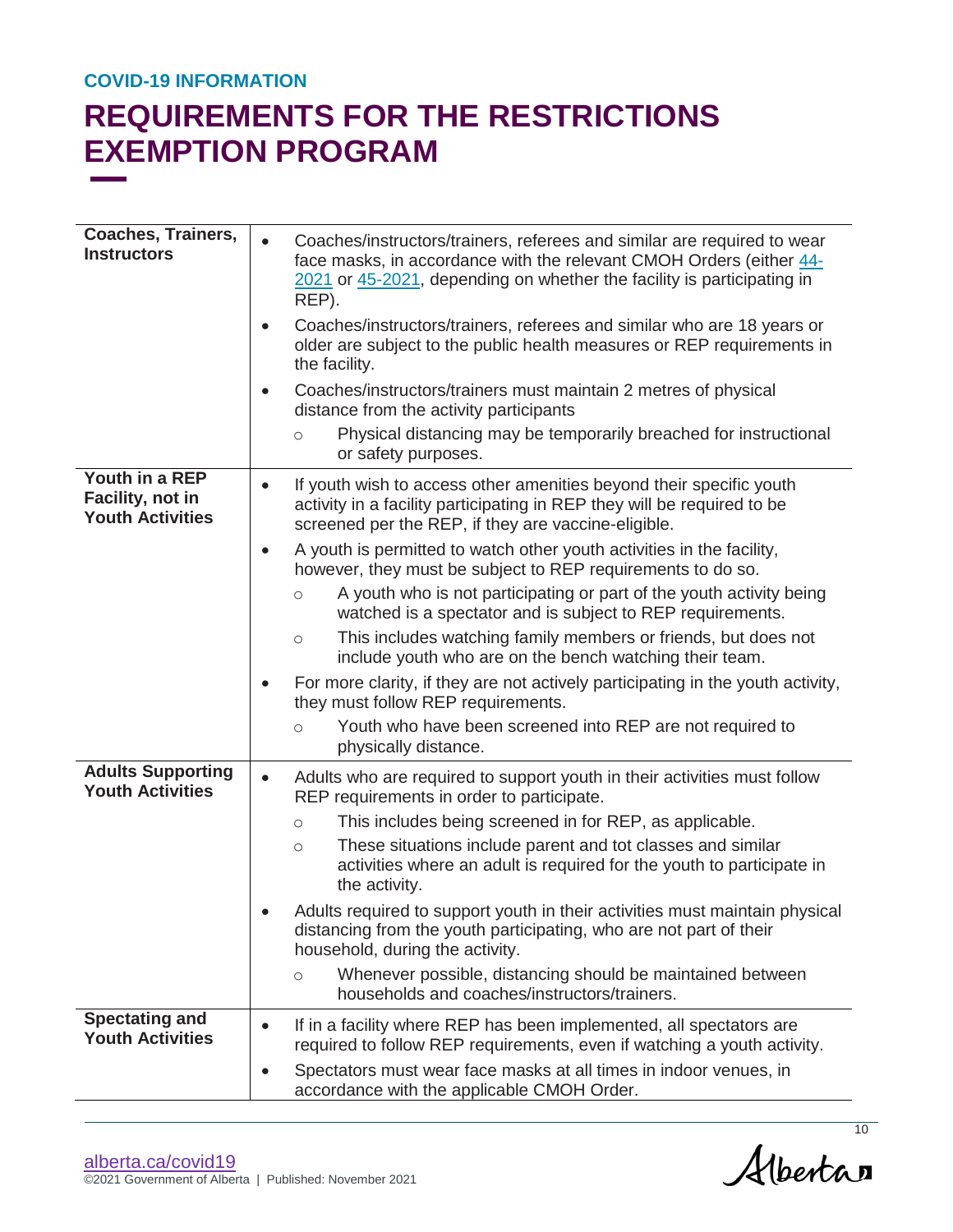COVID-19 INFORMATION

# REQUIREMENTS FOR THE RESTRICTIONS EXEMPTION PROGRAM

| | |
|---|---|
| **Coaches, Trainers, Instructors** | • Coaches/instructors/trainers, referees and similar are required to wear face masks, in accordance with the relevant CMOH Orders (either 44-2021 or 45-2021, depending on whether the facility is participating in REP).<br>• Coaches/instructors/trainers, referees and similar who are 18 years or older are subject to the public health measures or REP requirements in the facility.<br>• Coaches/instructors/trainers must maintain 2 metres of physical distance from the activity participants<br>&nbsp;&nbsp;&nbsp;&nbsp;○ Physical distancing may be temporarily breached for instructional or safety purposes. |
| **Youth in a REP Facility, not in Youth Activities** | • If youth wish to access other amenities beyond their specific youth activity in a facility participating in REP they will be required to be screened per the REP, if they are vaccine-eligible.<br>• A youth is permitted to watch other youth activities in the facility, however, they must be subject to REP requirements to do so.<br>&nbsp;&nbsp;&nbsp;&nbsp;○ A youth who is not participating or part of the youth activity being watched is a spectator and is subject to REP requirements.<br>&nbsp;&nbsp;&nbsp;&nbsp;○ This includes watching family members or friends, but does not include youth who are on the bench watching their team.<br>• For more clarity, if they are not actively participating in the youth activity, they must follow REP requirements.<br>&nbsp;&nbsp;&nbsp;&nbsp;○ Youth who have been screened into REP are not required to physically distance. |
| **Adults Supporting Youth Activities** | • Adults who are required to support youth in their activities must follow REP requirements in order to participate.<br>&nbsp;&nbsp;&nbsp;&nbsp;○ This includes being screened in for REP, as applicable.<br>&nbsp;&nbsp;&nbsp;&nbsp;○ These situations include parent and tot classes and similar activities where an adult is required for the youth to participate in the activity.<br>• Adults required to support youth in their activities must maintain physical distancing from the youth participating, who are not part of their household, during the activity.<br>&nbsp;&nbsp;&nbsp;&nbsp;○ Whenever possible, distancing should be maintained between households and coaches/instructors/trainers. |
| **Spectating and Youth Activities** | • If in a facility where REP has been implemented, all spectators are required to follow REP requirements, even if watching a youth activity.<br>• Spectators must wear face masks at all times in indoor venues, in accordance with the applicable CMOH Order. |

alberta.ca/covid19
©2021 Government of Alberta | Published: November 2021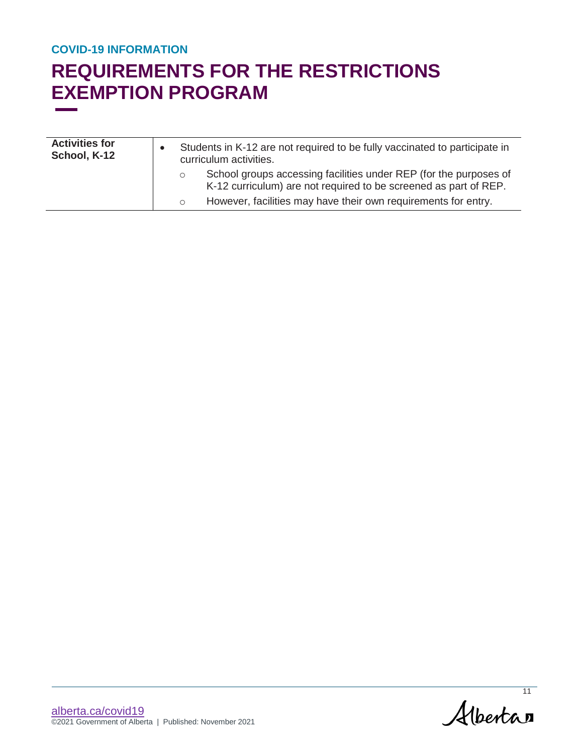COVID-19 INFORMATION

# REQUIREMENTS FOR THE RESTRICTIONS EXEMPTION PROGRAM

| | |
|---|---|
| **Activities for School, K-12** | • Students in K-12 are not required to be fully vaccinated to participate in curriculum activities.<br>  ○ School groups accessing facilities under REP (for the purposes of K-12 curriculum) are not required to be screened as part of REP.<br>  ○ However, facilities may have their own requirements for entry. |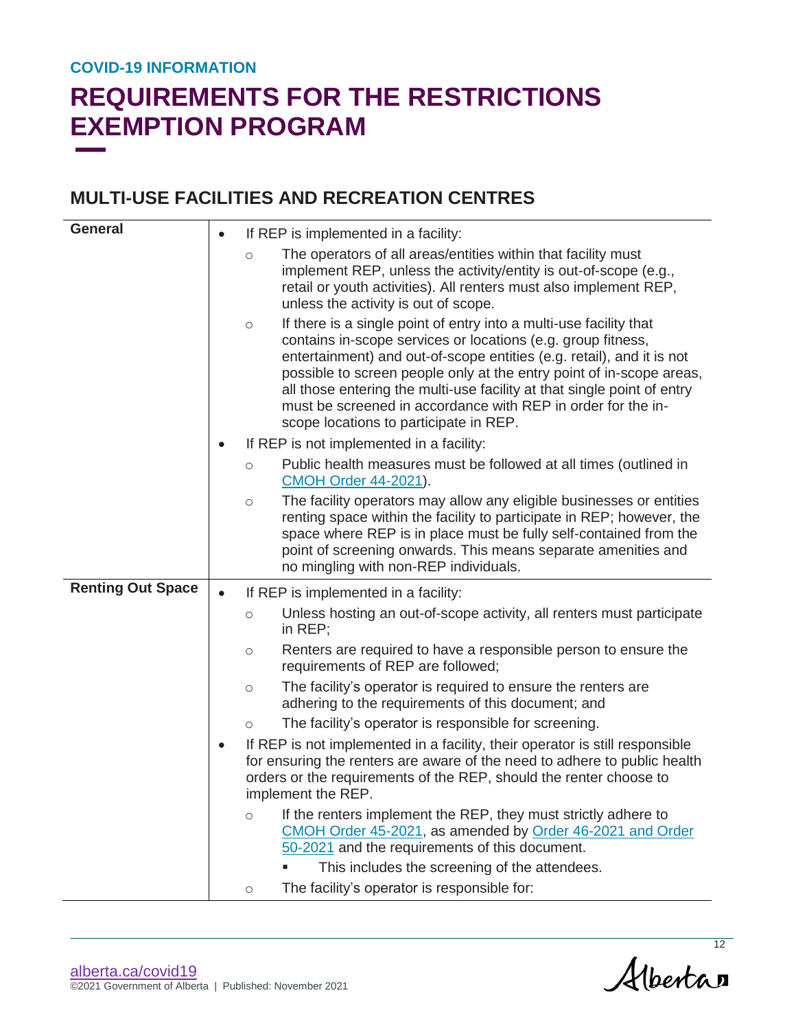COVID-19 INFORMATION

# REQUIREMENTS FOR THE RESTRICTIONS EXEMPTION PROGRAM

## MULTI-USE FACILITIES AND RECREATION CENTRES

| | |
|---|---|
| **General** | • If REP is implemented in a facility:<br>  ○ The operators of all areas/entities within that facility must implement REP, unless the activity/entity is out-of-scope (e.g., retail or youth activities). All renters must also implement REP, unless the activity is out of scope.<br>  ○ If there is a single point of entry into a multi-use facility that contains in-scope services or locations (e.g. group fitness, entertainment) and out-of-scope entities (e.g. retail), and it is not possible to screen people only at the entry point of in-scope areas, all those entering the multi-use facility at that single point of entry must be screened in accordance with REP in order for the in-scope locations to participate in REP.<br>• If REP is not implemented in a facility:<br>  ○ Public health measures must be followed at all times (outlined in CMOH Order 44-2021).<br>  ○ The facility operators may allow any eligible businesses or entities renting space within the facility to participate in REP; however, the space where REP is in place must be fully self-contained from the point of screening onwards. This means separate amenities and no mingling with non-REP individuals. |
| **Renting Out Space** | • If REP is implemented in a facility:<br>  ○ Unless hosting an out-of-scope activity, all renters must participate in REP;<br>  ○ Renters are required to have a responsible person to ensure the requirements of REP are followed;<br>  ○ The facility's operator is required to ensure the renters are adhering to the requirements of this document; and<br>  ○ The facility's operator is responsible for screening.<br>• If REP is not implemented in a facility, their operator is still responsible for ensuring the renters are aware of the need to adhere to public health orders or the requirements of the REP, should the renter choose to implement the REP.<br>  ○ If the renters implement the REP, they must strictly adhere to CMOH Order 45-2021, as amended by Order 46-2021 and Order 50-2021 and the requirements of this document.<br>    ▪ This includes the screening of the attendees.<br>  ○ The facility's operator is responsible for: |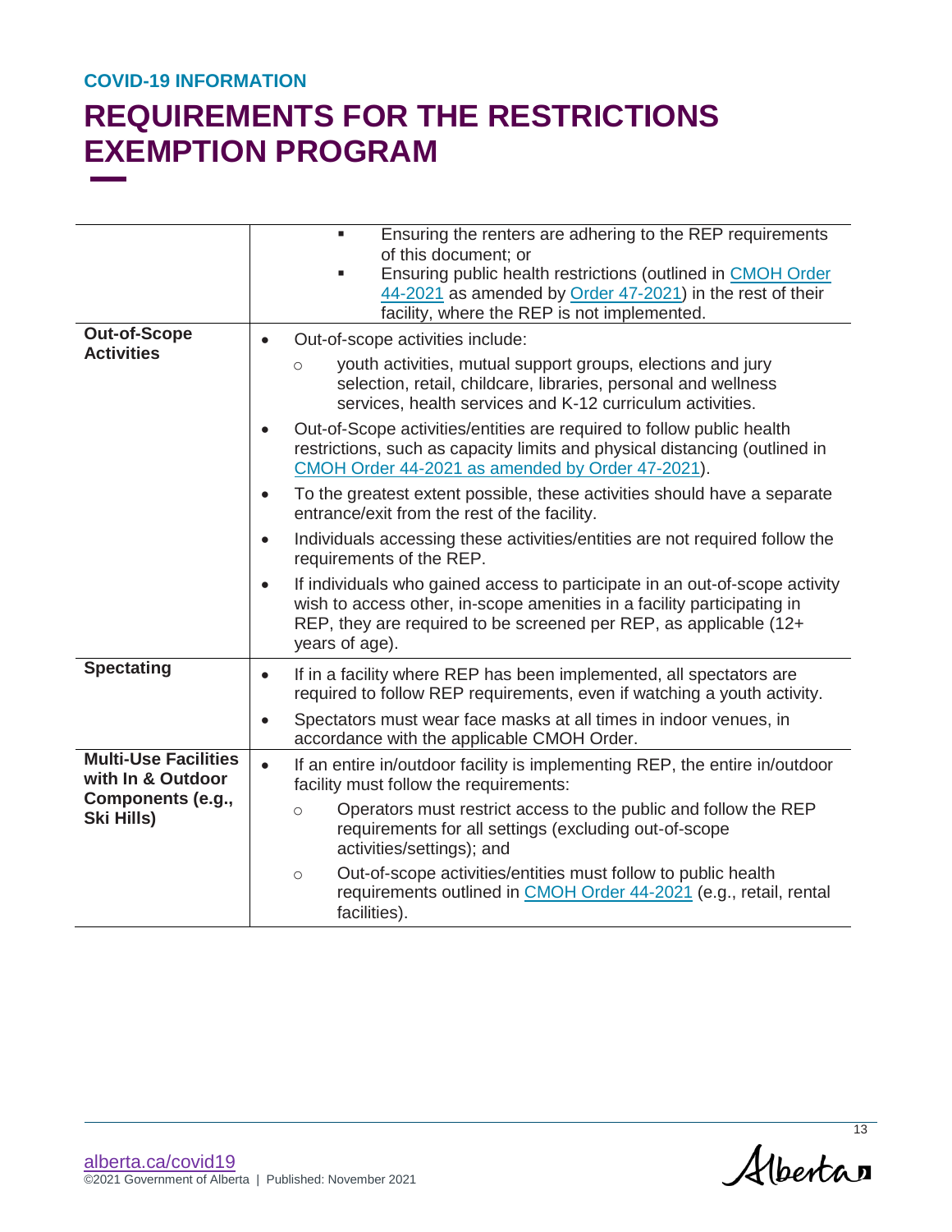COVID-19 INFORMATION

# REQUIREMENTS FOR THE RESTRICTIONS EXEMPTION PROGRAM

| | |
|---|---|
| | ▪ Ensuring the renters are adhering to the REP requirements of this document; or<br>▪ Ensuring public health restrictions (outlined in CMOH Order 44-2021 as amended by Order 47-2021) in the rest of their facility, where the REP is not implemented. |
| **Out-of-Scope Activities** | • Out-of-scope activities include:<br>  ○ youth activities, mutual support groups, elections and jury selection, retail, childcare, libraries, personal and wellness services, health services and K-12 curriculum activities.<br>• Out-of-Scope activities/entities are required to follow public health restrictions, such as capacity limits and physical distancing (outlined in CMOH Order 44-2021 as amended by Order 47-2021).<br>• To the greatest extent possible, these activities should have a separate entrance/exit from the rest of the facility.<br>• Individuals accessing these activities/entities are not required follow the requirements of the REP.<br>• If individuals who gained access to participate in an out-of-scope activity wish to access other, in-scope amenities in a facility participating in REP, they are required to be screened per REP, as applicable (12+ years of age). |
| **Spectating** | • If in a facility where REP has been implemented, all spectators are required to follow REP requirements, even if watching a youth activity.<br>• Spectators must wear face masks at all times in indoor venues, in accordance with the applicable CMOH Order. |
| **Multi-Use Facilities with In & Outdoor Components (e.g., Ski Hills)** | • If an entire in/outdoor facility is implementing REP, the entire in/outdoor facility must follow the requirements:<br>  ○ Operators must restrict access to the public and follow the REP requirements for all settings (excluding out-of-scope activities/settings); and<br>  ○ Out-of-scope activities/entities must follow to public health requirements outlined in CMOH Order 44-2021 (e.g., retail, rental facilities). |

alberta.ca/covid19
©2021 Government of Alberta | Published: November 2021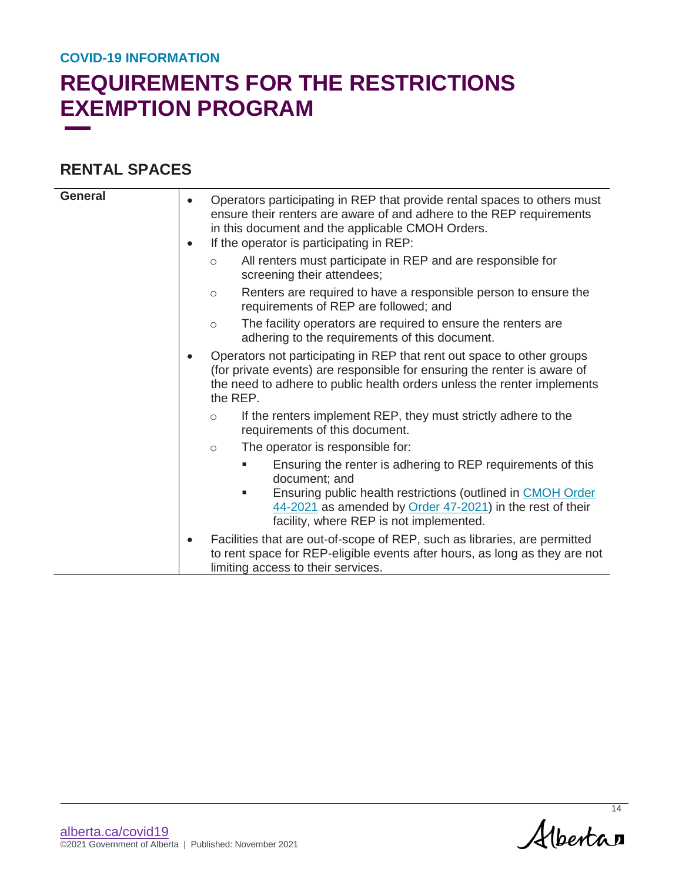COVID-19 INFORMATION

# REQUIREMENTS FOR THE RESTRICTIONS EXEMPTION PROGRAM

## RENTAL SPACES

| | |
|---|---|
| **General** | • Operators participating in REP that provide rental spaces to others must ensure their renters are aware of and adhere to the REP requirements in this document and the applicable CMOH Orders.<br>• If the operator is participating in REP:<br>&nbsp;&nbsp;&nbsp;&nbsp;○ All renters must participate in REP and are responsible for screening their attendees;<br>&nbsp;&nbsp;&nbsp;&nbsp;○ Renters are required to have a responsible person to ensure the requirements of REP are followed; and<br>&nbsp;&nbsp;&nbsp;&nbsp;○ The facility operators are required to ensure the renters are adhering to the requirements of this document.<br>• Operators not participating in REP that rent out space to other groups (for private events) are responsible for ensuring the renter is aware of the need to adhere to public health orders unless the renter implements the REP.<br>&nbsp;&nbsp;&nbsp;&nbsp;○ If the renters implement REP, they must strictly adhere to the requirements of this document.<br>&nbsp;&nbsp;&nbsp;&nbsp;○ The operator is responsible for:<br>&nbsp;&nbsp;&nbsp;&nbsp;&nbsp;&nbsp;&nbsp;&nbsp;▪ Ensuring the renter is adhering to REP requirements of this document; and<br>&nbsp;&nbsp;&nbsp;&nbsp;&nbsp;&nbsp;&nbsp;&nbsp;▪ Ensuring public health restrictions (outlined in CMOH Order 44-2021 as amended by Order 47-2021) in the rest of their facility, where REP is not implemented.<br>• Facilities that are out-of-scope of REP, such as libraries, are permitted to rent space for REP-eligible events after hours, as long as they are not limiting access to their services. |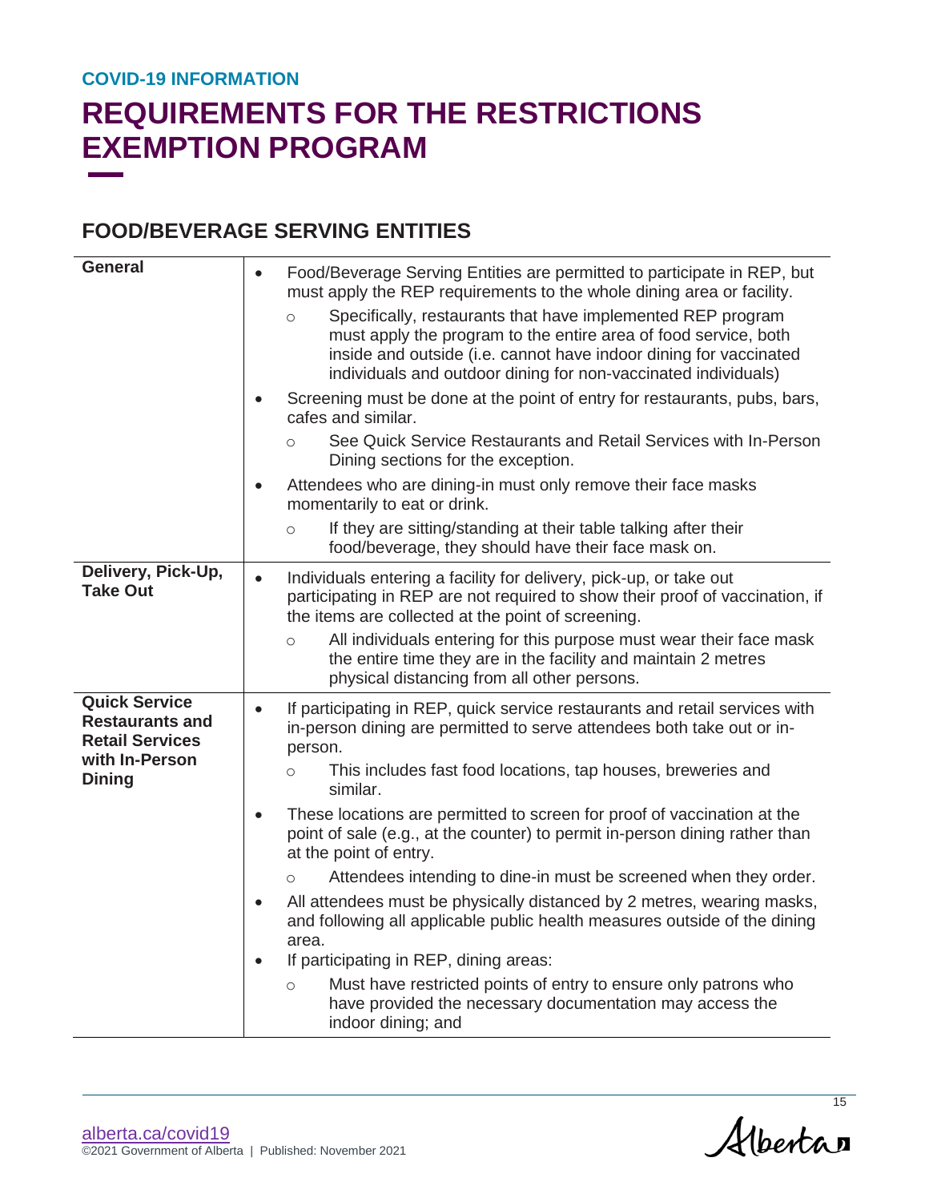COVID-19 INFORMATION

# REQUIREMENTS FOR THE RESTRICTIONS EXEMPTION PROGRAM

## FOOD/BEVERAGE SERVING ENTITIES

| | |
|---|---|
| **General** | • Food/Beverage Serving Entities are permitted to participate in REP, but must apply the REP requirements to the whole dining area or facility.<br>  ○ Specifically, restaurants that have implemented REP program must apply the program to the entire area of food service, both inside and outside (i.e. cannot have indoor dining for vaccinated individuals and outdoor dining for non-vaccinated individuals)<br>• Screening must be done at the point of entry for restaurants, pubs, bars, cafes and similar.<br>  ○ See Quick Service Restaurants and Retail Services with In-Person Dining sections for the exception.<br>• Attendees who are dining-in must only remove their face masks momentarily to eat or drink.<br>  ○ If they are sitting/standing at their table talking after their food/beverage, they should have their face mask on. |
| **Delivery, Pick-Up, Take Out** | • Individuals entering a facility for delivery, pick-up, or take out participating in REP are not required to show their proof of vaccination, if the items are collected at the point of screening.<br>  ○ All individuals entering for this purpose must wear their face mask the entire time they are in the facility and maintain 2 metres physical distancing from all other persons. |
| **Quick Service Restaurants and Retail Services with In-Person Dining** | • If participating in REP, quick service restaurants and retail services with in-person dining are permitted to serve attendees both take out or in-person.<br>  ○ This includes fast food locations, tap houses, breweries and similar.<br>• These locations are permitted to screen for proof of vaccination at the point of sale (e.g., at the counter) to permit in-person dining rather than at the point of entry.<br>  ○ Attendees intending to dine-in must be screened when they order.<br>• All attendees must be physically distanced by 2 metres, wearing masks, and following all applicable public health measures outside of the dining area.<br>• If participating in REP, dining areas:<br>  ○ Must have restricted points of entry to ensure only patrons who have provided the necessary documentation may access the indoor dining; and |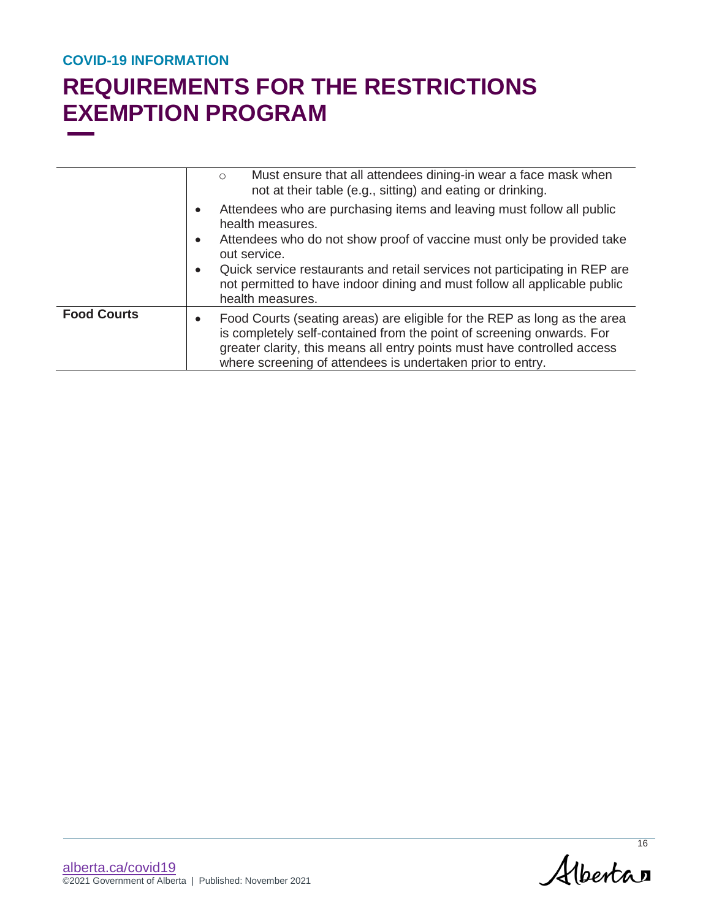COVID-19 INFORMATION

# REQUIREMENTS FOR THE RESTRICTIONS EXEMPTION PROGRAM

| | |
|---|---|
| | ◦ Must ensure that all attendees dining-in wear a face mask when not at their table (e.g., sitting) and eating or drinking.<br>• Attendees who are purchasing items and leaving must follow all public health measures.<br>• Attendees who do not show proof of vaccine must only be provided take out service.<br>• Quick service restaurants and retail services not participating in REP are not permitted to have indoor dining and must follow all applicable public health measures. |
| **Food Courts** | • Food Courts (seating areas) are eligible for the REP as long as the area is completely self-contained from the point of screening onwards. For greater clarity, this means all entry points must have controlled access where screening of attendees is undertaken prior to entry. |

alberta.ca/covid19
©2021 Government of Alberta | Published: November 2021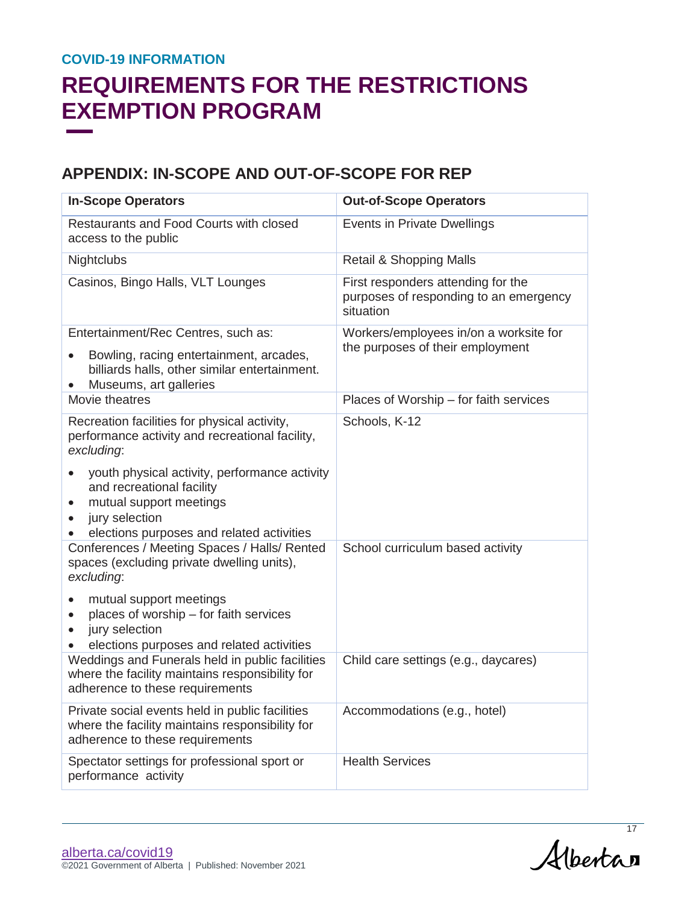COVID-19 INFORMATION

# REQUIREMENTS FOR THE RESTRICTIONS EXEMPTION PROGRAM

## APPENDIX: IN-SCOPE AND OUT-OF-SCOPE FOR REP

| In-Scope Operators | Out-of-Scope Operators |
|---|---|
| Restaurants and Food Courts with closed access to the public | Events in Private Dwellings |
| Nightclubs | Retail & Shopping Malls |
| Casinos, Bingo Halls, VLT Lounges | First responders attending for the purposes of responding to an emergency situation |
| Entertainment/Rec Centres, such as:<br>• Bowling, racing entertainment, arcades, billiards halls, other similar entertainment.<br>• Museums, art galleries | Workers/employees in/on a worksite for the purposes of their employment |
| Movie theatres | Places of Worship – for faith services |
| Recreation facilities for physical activity, performance activity and recreational facility, *excluding*:<br>• youth physical activity, performance activity and recreational facility<br>• mutual support meetings<br>• jury selection<br>• elections purposes and related activities | Schools, K-12 |
| Conferences / Meeting Spaces / Halls/ Rented spaces (excluding private dwelling units), *excluding*:<br>• mutual support meetings<br>• places of worship – for faith services<br>• jury selection<br>• elections purposes and related activities | School curriculum based activity |
| Weddings and Funerals held in public facilities where the facility maintains responsibility for adherence to these requirements | Child care settings (e.g., daycares) |
| Private social events held in public facilities where the facility maintains responsibility for adherence to these requirements | Accommodations (e.g., hotel) |
| Spectator settings for professional sport or performance activity | Health Services |

alberta.ca/covid19
©2021 Government of Alberta | Published: November 2021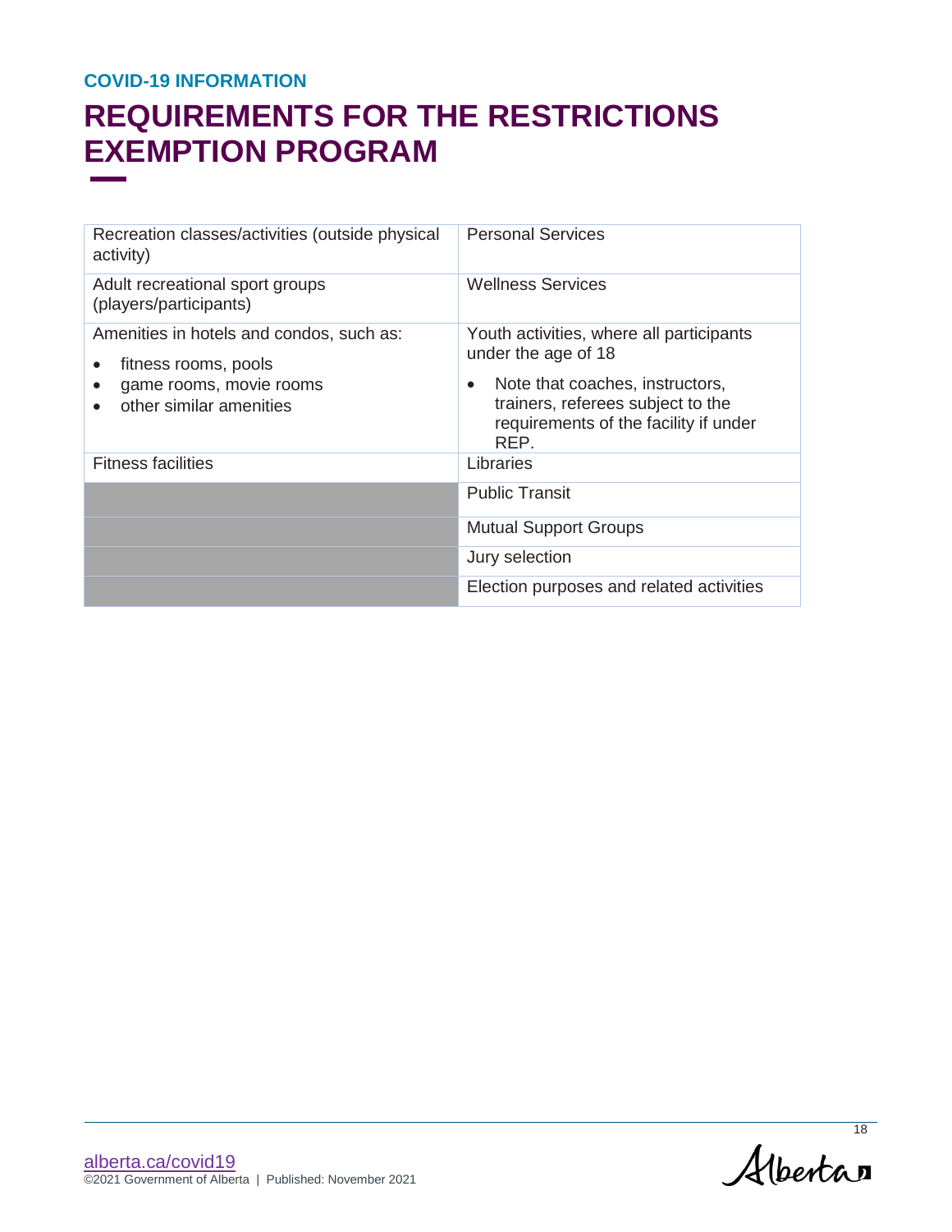COVID-19 INFORMATION

# REQUIREMENTS FOR THE RESTRICTIONS EXEMPTION PROGRAM

| | |
|---|---|
| Recreation classes/activities (outside physical activity) | Personal Services |
| Adult recreational sport groups (players/participants) | Wellness Services |
| Amenities in hotels and condos, such as:<br>• fitness rooms, pools<br>• game rooms, movie rooms<br>• other similar amenities | Youth activities, where all participants under the age of 18<br>• Note that coaches, instructors, trainers, referees subject to the requirements of the facility if under REP. |
| Fitness facilities | Libraries |
| | Public Transit |
| | Mutual Support Groups |
| | Jury selection |
| | Election purposes and related activities |

alberta.ca/covid19

©2021 Government of Alberta | Published: November 2021